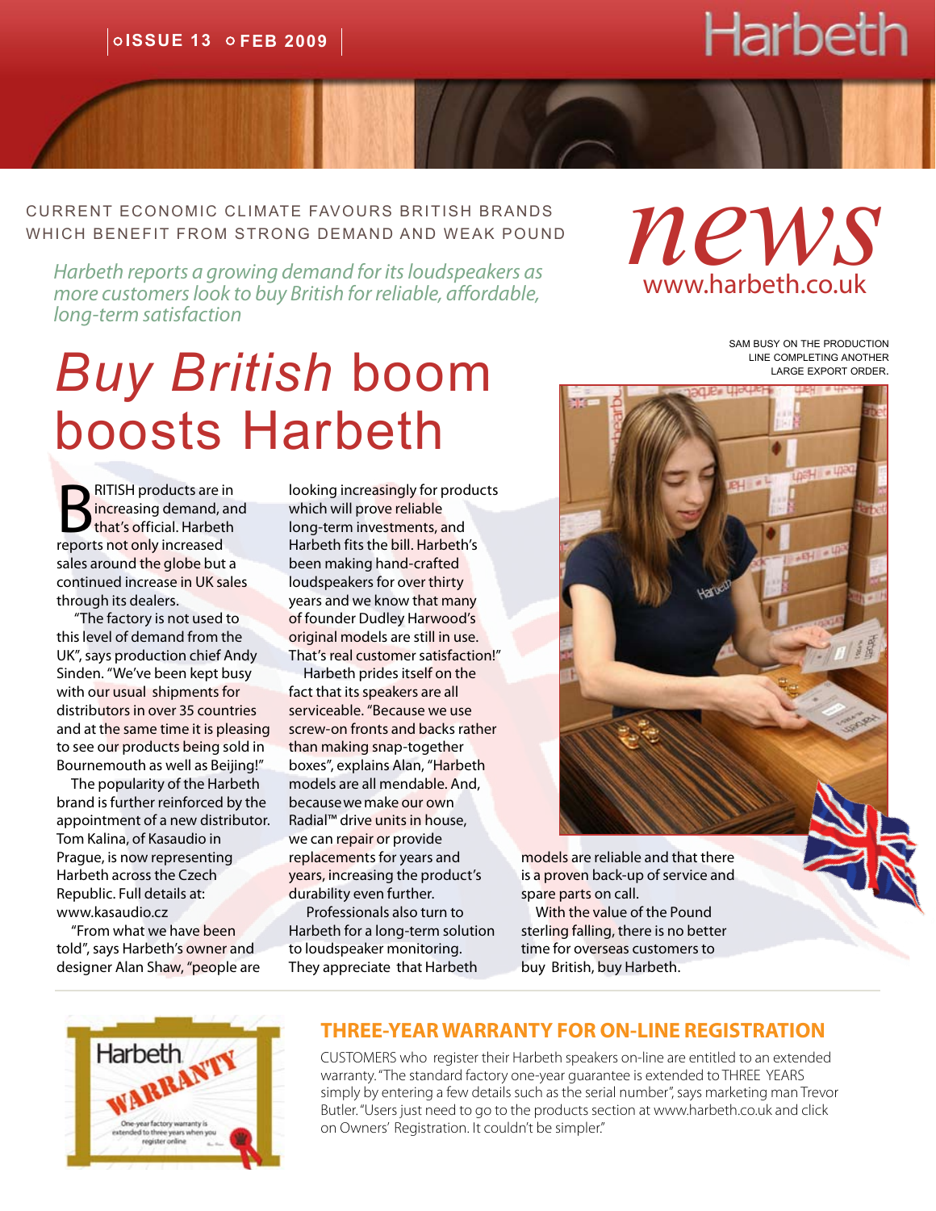Harbeth

**news**
www.harbeth.co.uk

CURRENT ECONOMIC CLIMATE FAVOURS BRITISH BRANDS WHICH BENEFIT FROM STRONG DEMAND AND WEAK POUND

*Harbeth reports a growing demand for its loudspeakers as more customers look to buy British for reliable, affordable, long-term satisfaction*

# *Buy British* boom boosts Harbeth

BRITISH products are in increasing demand, and that's official. Harbeth reports not only increased sales around the globe but a continued increase in UK sales through its dealers.

"The factory is not used to this level of demand from the UK", says production chief Andy Sinden. "We've been kept busy with our usual shipments for distributors in over 35 countries and at the same time it is pleasing to see our products being sold in Bournemouth as well as Beijing!"

The popularity of the Harbeth brand is further reinforced by the appointment of a new distributor. Tom Kalina, of Kasaudio in Prague, is now representing Harbeth across the Czech Republic. Full details at: www.kasaudio.cz

"From what we have been told", says Harbeth's owner and designer Alan Shaw, "people are looking increasingly for products which will prove reliable long-term investments, and Harbeth fits the bill. Harbeth's been making hand-crafted loudspeakers for over thirty years and we know that many of founder Dudley Harwood's original models are still in use. That's real customer satisfaction!"

Harbeth prides itself on the fact that its speakers are all serviceable. "Because we use screw-on fronts and backs rather than making snap-together boxes", explains Alan, "Harbeth models are all mendable. And, because we make our own Radial™ drive units in house, we can repair or provide replacements for years and years, increasing the product's durability even further.

Professionals also turn to Harbeth for a long-term solution to loudspeaker monitoring. They appreciate that Harbeth models are reliable and that there is a proven back-up of service and spare parts on call.

With the value of the Pound sterling falling, there is no better time for overseas customers to buy British, buy Harbeth.

SAM BUSY ON THE PRODUCTION LINE COMPLETING ANOTHER LARGE EXPORT ORDER.

## THREE-YEAR WARRANTY FOR ON-LINE REGISTRATION

CUSTOMERS who register their Harbeth speakers on-line are entitled to an extended warranty. "The standard factory one-year guarantee is extended to THREE YEARS simply by entering a few details such as the serial number", says marketing man Trevor Butler. "Users just need to go to the products section at www.harbeth.co.uk and click on Owners' Registration. It couldn't be simpler."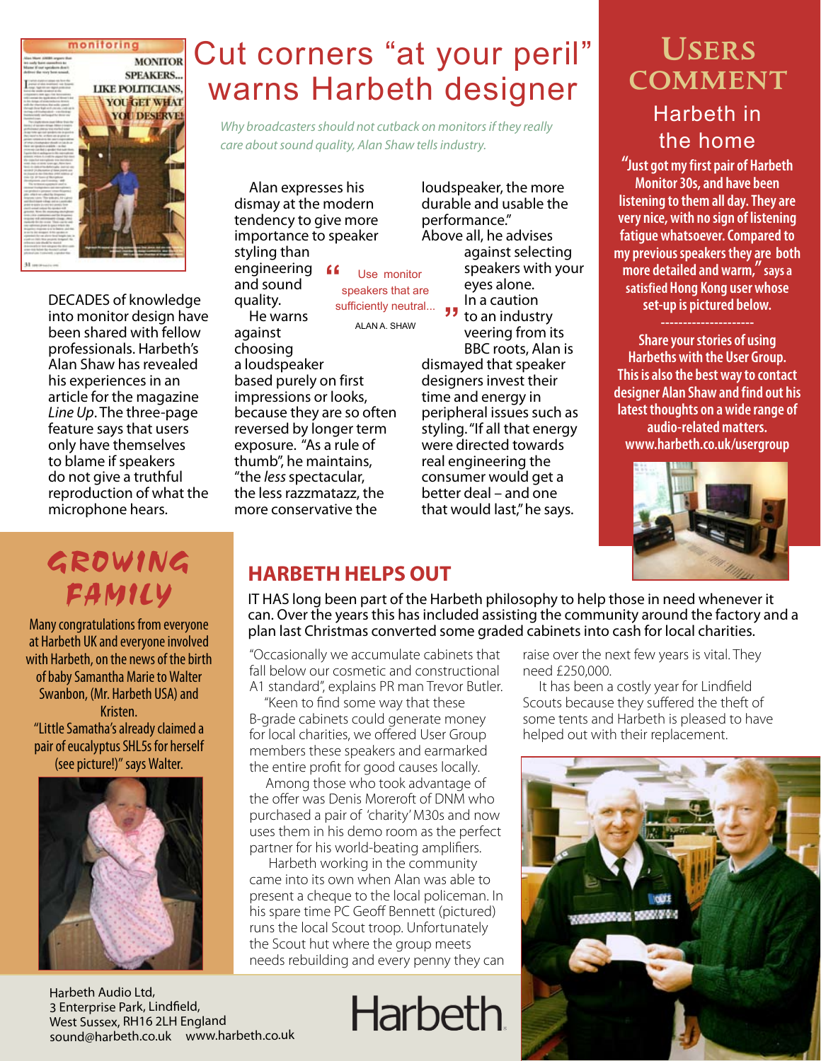# Cut corners "at your peril" warns Harbeth designer

*Why broadcasters should not cutback on monitors if they really care about sound quality, Alan Shaw tells industry.*

DECADES of knowledge into monitor design have been shared with fellow professionals. Harbeth's Alan Shaw has revealed his experiences in an article for the magazine *Line Up*. The three-page feature says that users only have themselves to blame if speakers do not give a truthful reproduction of what the microphone hears.

Alan expresses his dismay at the modern tendency to give more importance to speaker styling than engineering and sound quality.

He warns against choosing a loudspeaker based purely on first impressions or looks, because they are so often reversed by longer term exposure. "As a rule of thumb", he maintains, "the *less* spectacular, the less razzmatazz, the more conservative the loudspeaker, the more durable and usable the performance."

Above all, he advises against selecting speakers with your eyes alone.

> "Use monitor speakers that are sufficiently neutral..."
>
> ALAN A. SHAW

In a caution to an industry veering from its BBC roots, Alan is dismayed that speaker designers invest their time and energy in peripheral issues such as styling. "If all that energy were directed towards real engineering the consumer would get a better deal – and one that would last," he says.

## Users Comment

### Harbeth in the home

**"Just got my first pair of Harbeth Monitor 30s, and have been listening to them all day. They are very nice, with no sign of listening fatigue whatsoever. Compared to my previous speakers they are both more detailed and warm," says a satisfied Hong Kong user whose set-up is pictured below.**

**Share your stories of using Harbeths with the User Group. This is also the best way to contact designer Alan Shaw and find out his latest thoughts on a wide range of audio-related matters. www.harbeth.co.uk/usergroup**

## Growing Family

Many congratulations from everyone at Harbeth UK and everyone involved with Harbeth, on the news of the birth of baby Samantha Marie to Walter Swanbon, (Mr. Harbeth USA) and Kristen.

"Little Samatha's already claimed a pair of eucalyptus SHL5s for herself (see picture!)" says Walter.

## HARBETH HELPS OUT

IT HAS long been part of the Harbeth philosophy to help those in need whenever it can. Over the years this has included assisting the community around the factory and a plan last Christmas converted some graded cabinets into cash for local charities.

"Occasionally we accumulate cabinets that fall below our cosmetic and constructional A1 standard", explains PR man Trevor Butler.

"Keen to find some way that these B-grade cabinets could generate money for local charities, we offered User Group members these speakers and earmarked the entire profit for good causes locally.

Among those who took advantage of the offer was Denis Moreroft of DNM who purchased a pair of 'charity' M30s and now uses them in his demo room as the perfect partner for his world-beating amplifiers.

Harbeth working in the community came into its own when Alan was able to present a cheque to the local policeman. In his spare time PC Geoff Bennett (pictured) runs the local Scout troop. Unfortunately the Scout hut where the group meets needs rebuilding and every penny they can raise over the next few years is vital. They need £250,000.

It has been a costly year for Lindfield Scouts because they suffered the theft of some tents and Harbeth is pleased to have helped out with their replacement.

Harbeth Audio Ltd,
3 Enterprise Park, Lindfield,
West Sussex, RH16 2LH England
sound@harbeth.co.uk www.harbeth.co.uk

Harbeth